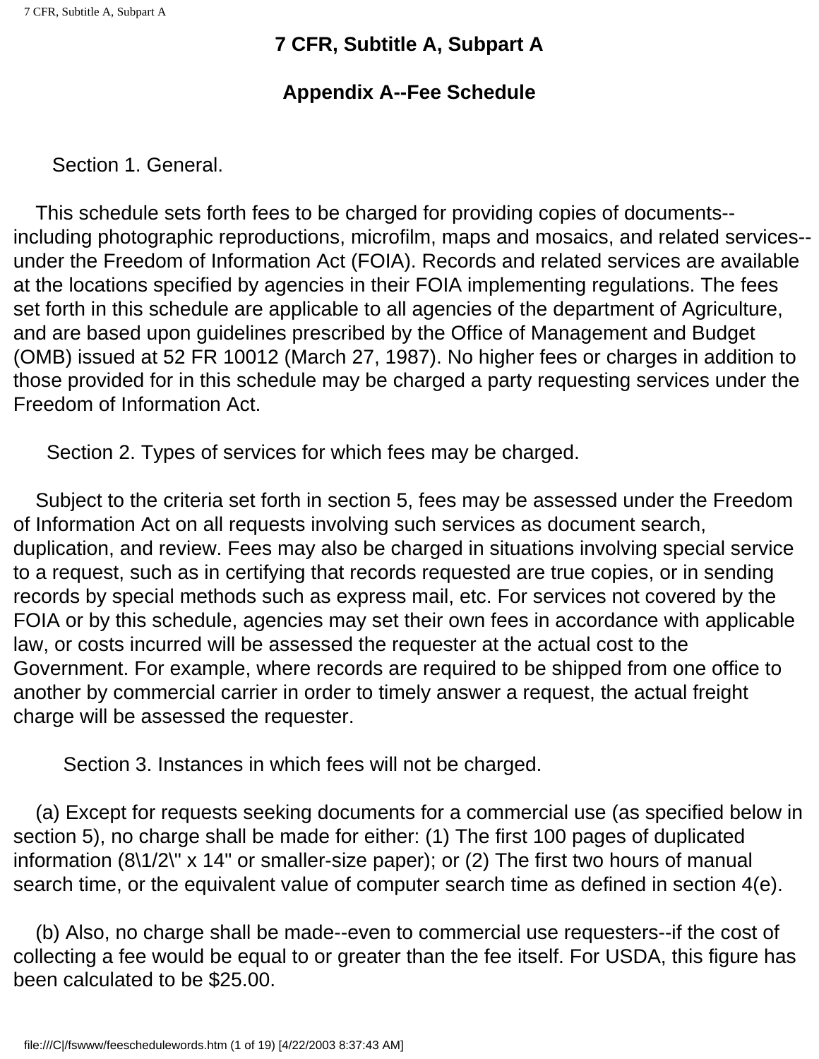# 7 CFR, Subtitle A, Subpart A

## Appendix A--Fee Schedule

Section 1. General.

This schedule sets forth fees to be charged for providing copies of documents--including photographic reproductions, microfilm, maps and mosaics, and related services--under the Freedom of Information Act (FOIA). Records and related services are available at the locations specified by agencies in their FOIA implementing regulations. The fees set forth in this schedule are applicable to all agencies of the department of Agriculture, and are based upon guidelines prescribed by the Office of Management and Budget (OMB) issued at 52 FR 10012 (March 27, 1987). No higher fees or charges in addition to those provided for in this schedule may be charged a party requesting services under the Freedom of Information Act.

Section 2. Types of services for which fees may be charged.

Subject to the criteria set forth in section 5, fees may be assessed under the Freedom of Information Act on all requests involving such services as document search, duplication, and review. Fees may also be charged in situations involving special service to a request, such as in certifying that records requested are true copies, or in sending records by special methods such as express mail, etc. For services not covered by the FOIA or by this schedule, agencies may set their own fees in accordance with applicable law, or costs incurred will be assessed the requester at the actual cost to the Government. For example, where records are required to be shipped from one office to another by commercial carrier in order to timely answer a request, the actual freight charge will be assessed the requester.

Section 3. Instances in which fees will not be charged.

(a) Except for requests seeking documents for a commercial use (as specified below in section 5), no charge shall be made for either: (1) The first 100 pages of duplicated information (8\1/2\" x 14" or smaller-size paper); or (2) The first two hours of manual search time, or the equivalent value of computer search time as defined in section 4(e).

(b) Also, no charge shall be made--even to commercial use requesters--if the cost of collecting a fee would be equal to or greater than the fee itself. For USDA, this figure has been calculated to be $25.00.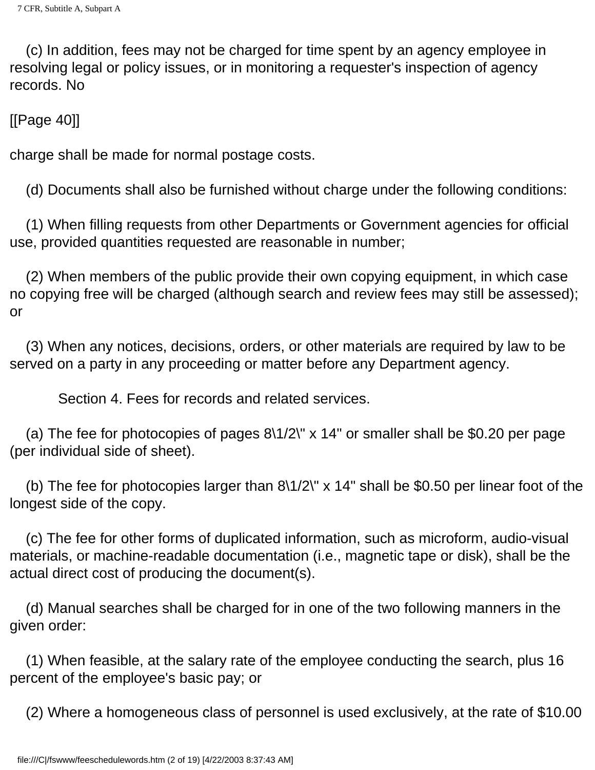(c) In addition, fees may not be charged for time spent by an agency employee in resolving legal or policy issues, or in monitoring a requester's inspection of agency records. No

[[Page 40]]

charge shall be made for normal postage costs.

(d) Documents shall also be furnished without charge under the following conditions:

(1) When filling requests from other Departments or Government agencies for official use, provided quantities requested are reasonable in number;

(2) When members of the public provide their own copying equipment, in which case no copying free will be charged (although search and review fees may still be assessed); or

(3) When any notices, decisions, orders, or other materials are required by law to be served on a party in any proceeding or matter before any Department agency.

## Section 4. Fees for records and related services.

(a) The fee for photocopies of pages 8\1/2\" x 14" or smaller shall be $0.20 per page (per individual side of sheet).

(b) The fee for photocopies larger than 8\1/2\" x 14" shall be $0.50 per linear foot of the longest side of the copy.

(c) The fee for other forms of duplicated information, such as microform, audio-visual materials, or machine-readable documentation (i.e., magnetic tape or disk), shall be the actual direct cost of producing the document(s).

(d) Manual searches shall be charged for in one of the two following manners in the given order:

(1) When feasible, at the salary rate of the employee conducting the search, plus 16 percent of the employee's basic pay; or

(2) Where a homogeneous class of personnel is used exclusively, at the rate of $10.00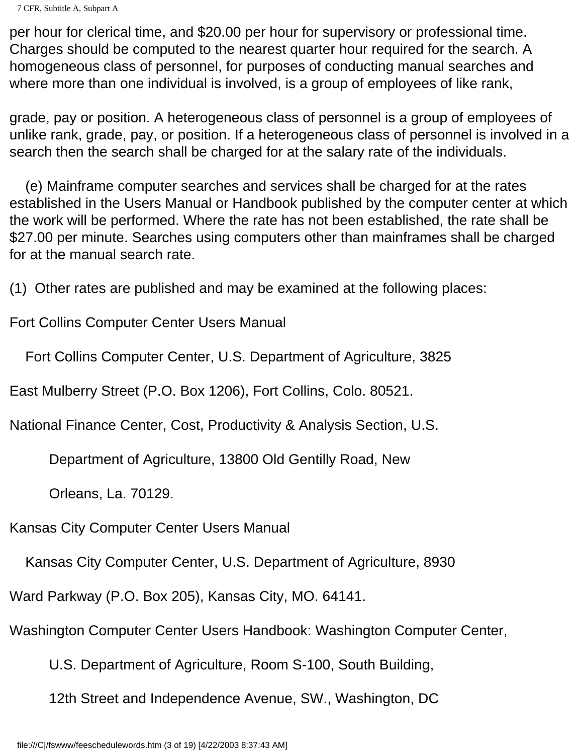per hour for clerical time, and $20.00 per hour for supervisory or professional time. Charges should be computed to the nearest quarter hour required for the search. A homogeneous class of personnel, for purposes of conducting manual searches and where more than one individual is involved, is a group of employees of like rank, grade, pay or position. A heterogeneous class of personnel is a group of employees of unlike rank, grade, pay, or position. If a heterogeneous class of personnel is involved in a search then the search shall be charged for at the salary rate of the individuals.

(e) Mainframe computer searches and services shall be charged for at the rates established in the Users Manual or Handbook published by the computer center at which the work will be performed. Where the rate has not been established, the rate shall be $27.00 per minute. Searches using computers other than mainframes shall be charged for at the manual search rate.

(1) Other rates are published and may be examined at the following places:

Fort Collins Computer Center Users Manual

Fort Collins Computer Center, U.S. Department of Agriculture, 3825 East Mulberry Street (P.O. Box 1206), Fort Collins, Colo. 80521.

National Finance Center, Cost, Productivity & Analysis Section, U.S. Department of Agriculture, 13800 Old Gentilly Road, New Orleans, La. 70129.

Kansas City Computer Center Users Manual

Kansas City Computer Center, U.S. Department of Agriculture, 8930 Ward Parkway (P.O. Box 205), Kansas City, MO. 64141.

Washington Computer Center Users Handbook: Washington Computer Center, U.S. Department of Agriculture, Room S-100, South Building, 12th Street and Independence Avenue, SW., Washington, DC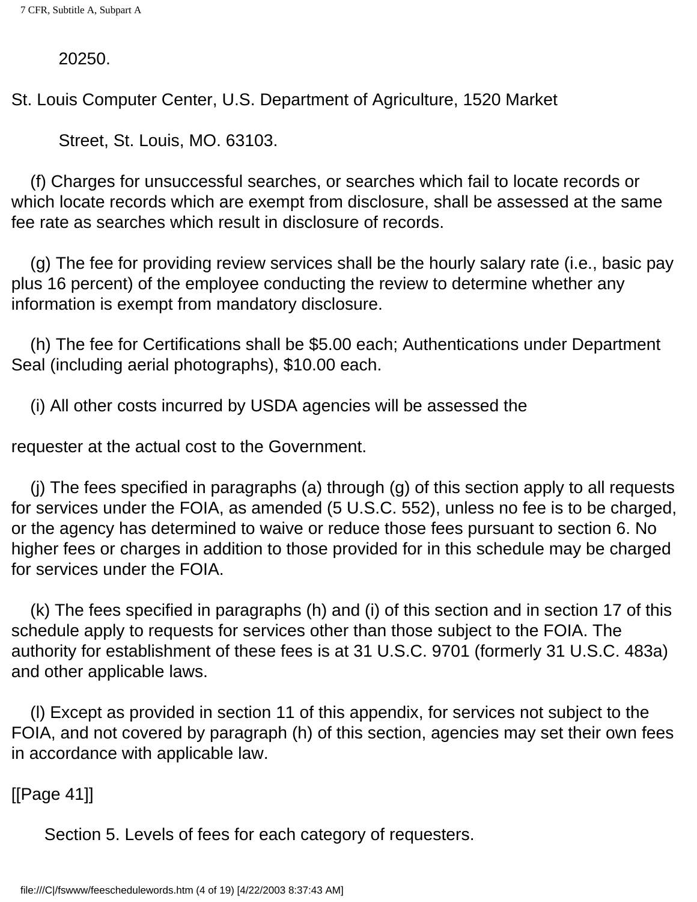20250.

St. Louis Computer Center, U.S. Department of Agriculture, 1520 Market Street, St. Louis, MO. 63103.

(f) Charges for unsuccessful searches, or searches which fail to locate records or which locate records which are exempt from disclosure, shall be assessed at the same fee rate as searches which result in disclosure of records.

(g) The fee for providing review services shall be the hourly salary rate (i.e., basic pay plus 16 percent) of the employee conducting the review to determine whether any information is exempt from mandatory disclosure.

(h) The fee for Certifications shall be $5.00 each; Authentications under Department Seal (including aerial photographs), $10.00 each.

(i) All other costs incurred by USDA agencies will be assessed the requester at the actual cost to the Government.

(j) The fees specified in paragraphs (a) through (g) of this section apply to all requests for services under the FOIA, as amended (5 U.S.C. 552), unless no fee is to be charged, or the agency has determined to waive or reduce those fees pursuant to section 6. No higher fees or charges in addition to those provided for in this schedule may be charged for services under the FOIA.

(k) The fees specified in paragraphs (h) and (i) of this section and in section 17 of this schedule apply to requests for services other than those subject to the FOIA. The authority for establishment of these fees is at 31 U.S.C. 9701 (formerly 31 U.S.C. 483a) and other applicable laws.

(l) Except as provided in section 11 of this appendix, for services not subject to the FOIA, and not covered by paragraph (h) of this section, agencies may set their own fees in accordance with applicable law.

[[Page 41]]

Section 5. Levels of fees for each category of requesters.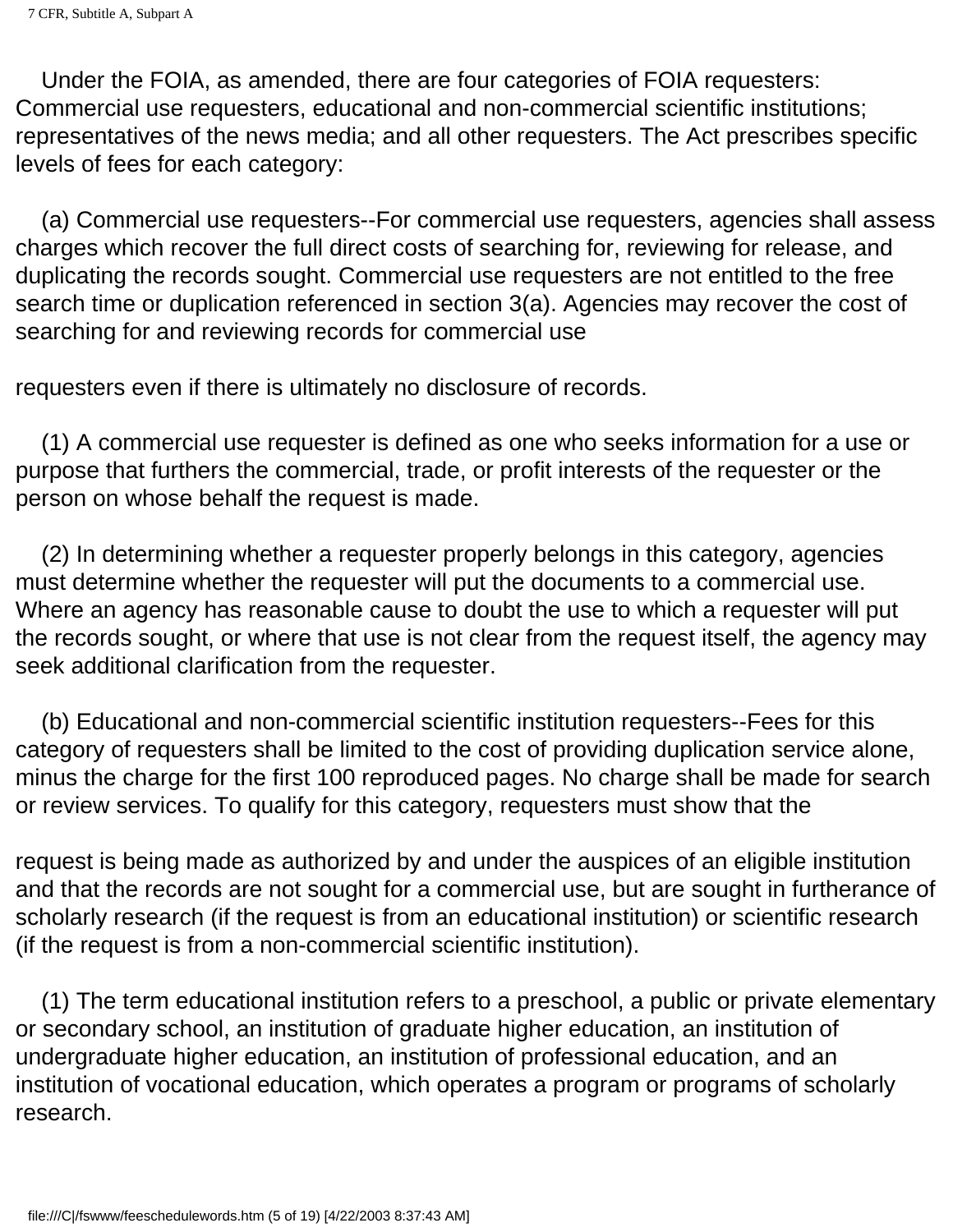Under the FOIA, as amended, there are four categories of FOIA requesters: Commercial use requesters, educational and non-commercial scientific institutions; representatives of the news media; and all other requesters. The Act prescribes specific levels of fees for each category:

(a) Commercial use requesters--For commercial use requesters, agencies shall assess charges which recover the full direct costs of searching for, reviewing for release, and duplicating the records sought. Commercial use requesters are not entitled to the free search time or duplication referenced in section 3(a). Agencies may recover the cost of searching for and reviewing records for commercial use requesters even if there is ultimately no disclosure of records.

(1) A commercial use requester is defined as one who seeks information for a use or purpose that furthers the commercial, trade, or profit interests of the requester or the person on whose behalf the request is made.

(2) In determining whether a requester properly belongs in this category, agencies must determine whether the requester will put the documents to a commercial use. Where an agency has reasonable cause to doubt the use to which a requester will put the records sought, or where that use is not clear from the request itself, the agency may seek additional clarification from the requester.

(b) Educational and non-commercial scientific institution requesters--Fees for this category of requesters shall be limited to the cost of providing duplication service alone, minus the charge for the first 100 reproduced pages. No charge shall be made for search or review services. To qualify for this category, requesters must show that the request is being made as authorized by and under the auspices of an eligible institution and that the records are not sought for a commercial use, but are sought in furtherance of scholarly research (if the request is from an educational institution) or scientific research (if the request is from a non-commercial scientific institution).

(1) The term educational institution refers to a preschool, a public or private elementary or secondary school, an institution of graduate higher education, an institution of undergraduate higher education, an institution of professional education, and an institution of vocational education, which operates a program or programs of scholarly research.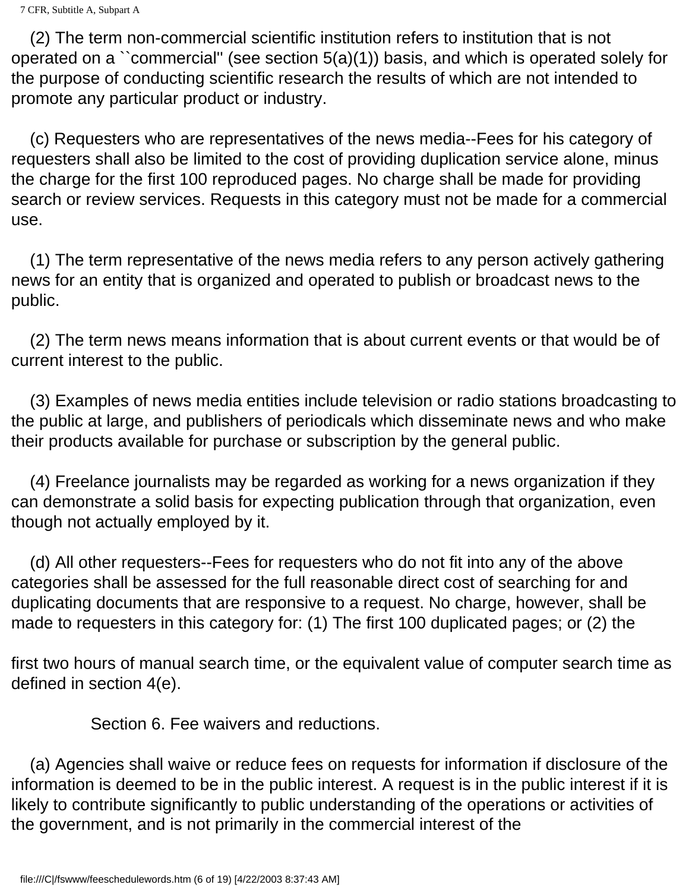(2) The term non-commercial scientific institution refers to institution that is not operated on a ``commercial'' (see section 5(a)(1)) basis, and which is operated solely for the purpose of conducting scientific research the results of which are not intended to promote any particular product or industry.

(c) Requesters who are representatives of the news media--Fees for his category of requesters shall also be limited to the cost of providing duplication service alone, minus the charge for the first 100 reproduced pages. No charge shall be made for providing search or review services. Requests in this category must not be made for a commercial use.

(1) The term representative of the news media refers to any person actively gathering news for an entity that is organized and operated to publish or broadcast news to the public.

(2) The term news means information that is about current events or that would be of current interest to the public.

(3) Examples of news media entities include television or radio stations broadcasting to the public at large, and publishers of periodicals which disseminate news and who make their products available for purchase or subscription by the general public.

(4) Freelance journalists may be regarded as working for a news organization if they can demonstrate a solid basis for expecting publication through that organization, even though not actually employed by it.

(d) All other requesters--Fees for requesters who do not fit into any of the above categories shall be assessed for the full reasonable direct cost of searching for and duplicating documents that are responsive to a request. No charge, however, shall be made to requesters in this category for: (1) The first 100 duplicated pages; or (2) the first two hours of manual search time, or the equivalent value of computer search time as defined in section 4(e).

## Section 6. Fee waivers and reductions.

(a) Agencies shall waive or reduce fees on requests for information if disclosure of the information is deemed to be in the public interest. A request is in the public interest if it is likely to contribute significantly to public understanding of the operations or activities of the government, and is not primarily in the commercial interest of the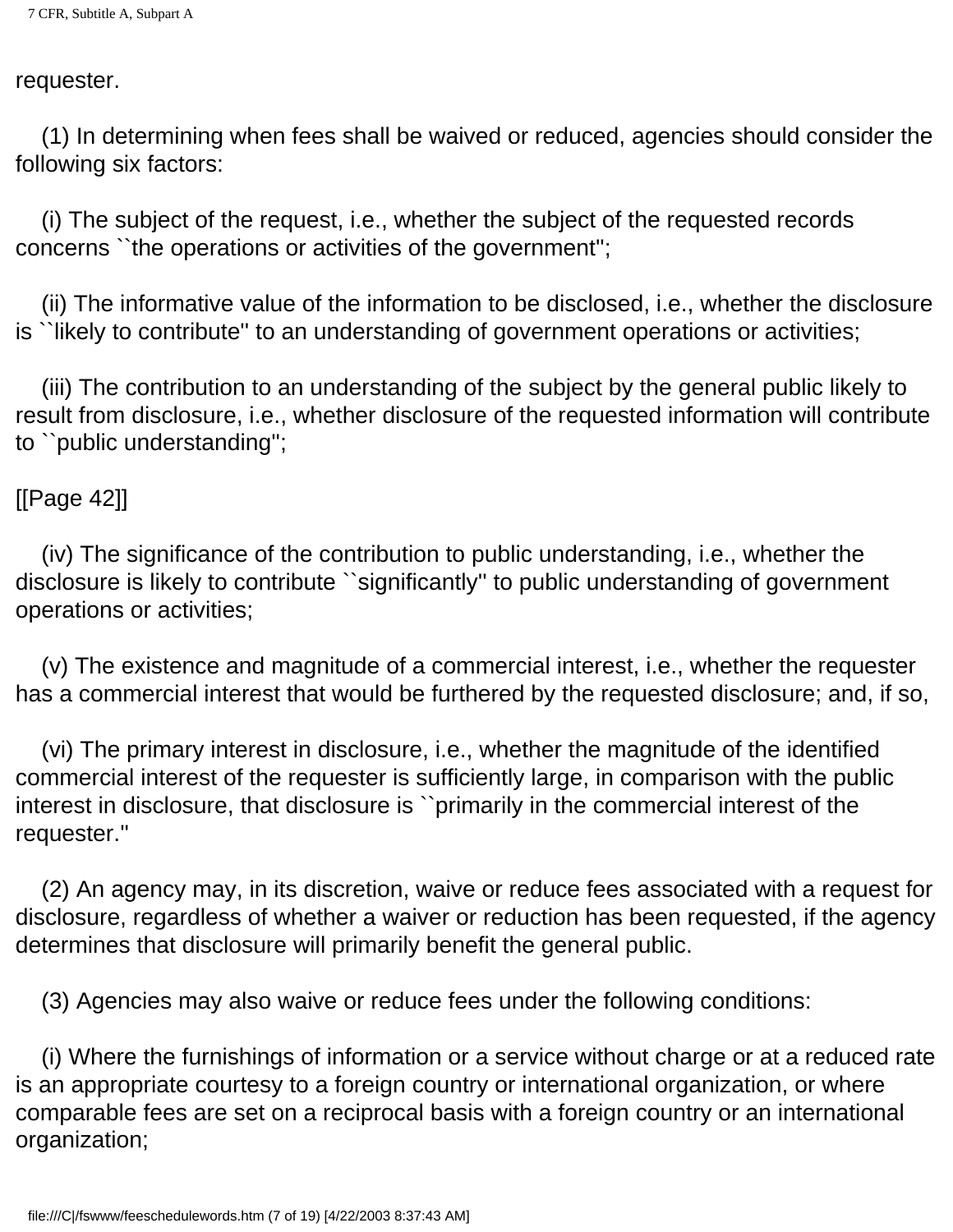requester.

(1) In determining when fees shall be waived or reduced, agencies should consider the following six factors:

(i) The subject of the request, i.e., whether the subject of the requested records concerns ``the operations or activities of the government'';

(ii) The informative value of the information to be disclosed, i.e., whether the disclosure is ``likely to contribute'' to an understanding of government operations or activities;

(iii) The contribution to an understanding of the subject by the general public likely to result from disclosure, i.e., whether disclosure of the requested information will contribute to ``public understanding'';

[[Page 42]]

(iv) The significance of the contribution to public understanding, i.e., whether the disclosure is likely to contribute ``significantly'' to public understanding of government operations or activities;

(v) The existence and magnitude of a commercial interest, i.e., whether the requester has a commercial interest that would be furthered by the requested disclosure; and, if so,

(vi) The primary interest in disclosure, i.e., whether the magnitude of the identified commercial interest of the requester is sufficiently large, in comparison with the public interest in disclosure, that disclosure is ``primarily in the commercial interest of the requester.''

(2) An agency may, in its discretion, waive or reduce fees associated with a request for disclosure, regardless of whether a waiver or reduction has been requested, if the agency determines that disclosure will primarily benefit the general public.

(3) Agencies may also waive or reduce fees under the following conditions:

(i) Where the furnishings of information or a service without charge or at a reduced rate is an appropriate courtesy to a foreign country or international organization, or where comparable fees are set on a reciprocal basis with a foreign country or an international organization;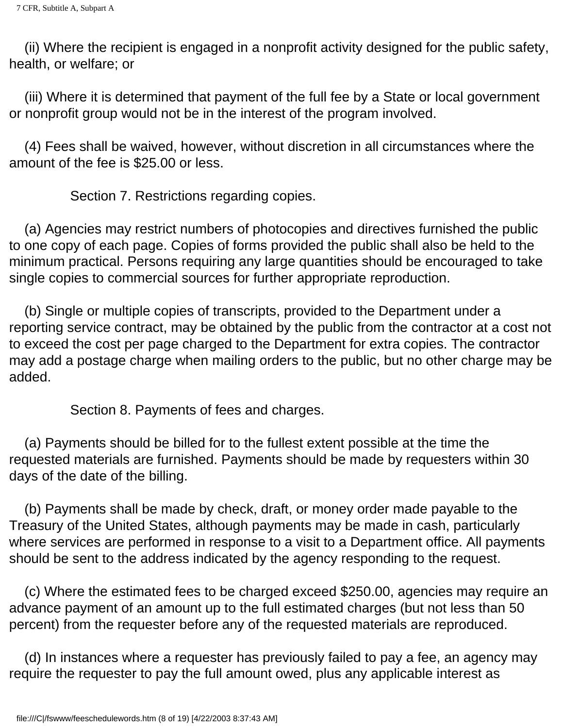(ii) Where the recipient is engaged in a nonprofit activity designed for the public safety, health, or welfare; or

(iii) Where it is determined that payment of the full fee by a State or local government or nonprofit group would not be in the interest of the program involved.

(4) Fees shall be waived, however, without discretion in all circumstances where the amount of the fee is $25.00 or less.

### Section 7. Restrictions regarding copies.

(a) Agencies may restrict numbers of photocopies and directives furnished the public to one copy of each page. Copies of forms provided the public shall also be held to the minimum practical. Persons requiring any large quantities should be encouraged to take single copies to commercial sources for further appropriate reproduction.

(b) Single or multiple copies of transcripts, provided to the Department under a reporting service contract, may be obtained by the public from the contractor at a cost not to exceed the cost per page charged to the Department for extra copies. The contractor may add a postage charge when mailing orders to the public, but no other charge may be added.

### Section 8. Payments of fees and charges.

(a) Payments should be billed for to the fullest extent possible at the time the requested materials are furnished. Payments should be made by requesters within 30 days of the date of the billing.

(b) Payments shall be made by check, draft, or money order made payable to the Treasury of the United States, although payments may be made in cash, particularly where services are performed in response to a visit to a Department office. All payments should be sent to the address indicated by the agency responding to the request.

(c) Where the estimated fees to be charged exceed $250.00, agencies may require an advance payment of an amount up to the full estimated charges (but not less than 50 percent) from the requester before any of the requested materials are reproduced.

(d) In instances where a requester has previously failed to pay a fee, an agency may require the requester to pay the full amount owed, plus any applicable interest as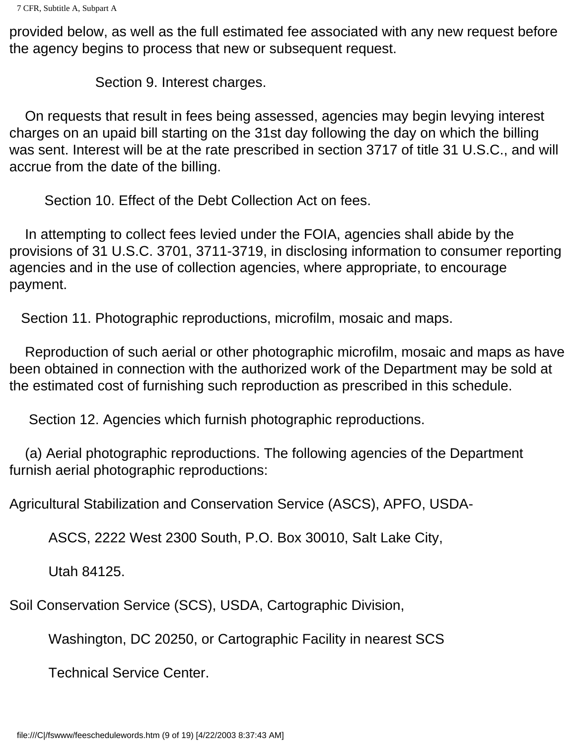provided below, as well as the full estimated fee associated with any new request before the agency begins to process that new or subsequent request.

### Section 9. Interest charges.

On requests that result in fees being assessed, agencies may begin levying interest charges on an upaid bill starting on the 31st day following the day on which the billing was sent. Interest will be at the rate prescribed in section 3717 of title 31 U.S.C., and will accrue from the date of the billing.

### Section 10. Effect of the Debt Collection Act on fees.

In attempting to collect fees levied under the FOIA, agencies shall abide by the provisions of 31 U.S.C. 3701, 3711-3719, in disclosing information to consumer reporting agencies and in the use of collection agencies, where appropriate, to encourage payment.

### Section 11. Photographic reproductions, microfilm, mosaic and maps.

Reproduction of such aerial or other photographic microfilm, mosaic and maps as have been obtained in connection with the authorized work of the Department may be sold at the estimated cost of furnishing such reproduction as prescribed in this schedule.

### Section 12. Agencies which furnish photographic reproductions.

(a) Aerial photographic reproductions. The following agencies of the Department furnish aerial photographic reproductions:

Agricultural Stabilization and Conservation Service (ASCS), APFO, USDA-

ASCS, 2222 West 2300 South, P.O. Box 30010, Salt Lake City,

Utah 84125.

Soil Conservation Service (SCS), USDA, Cartographic Division,

Washington, DC 20250, or Cartographic Facility in nearest SCS

Technical Service Center.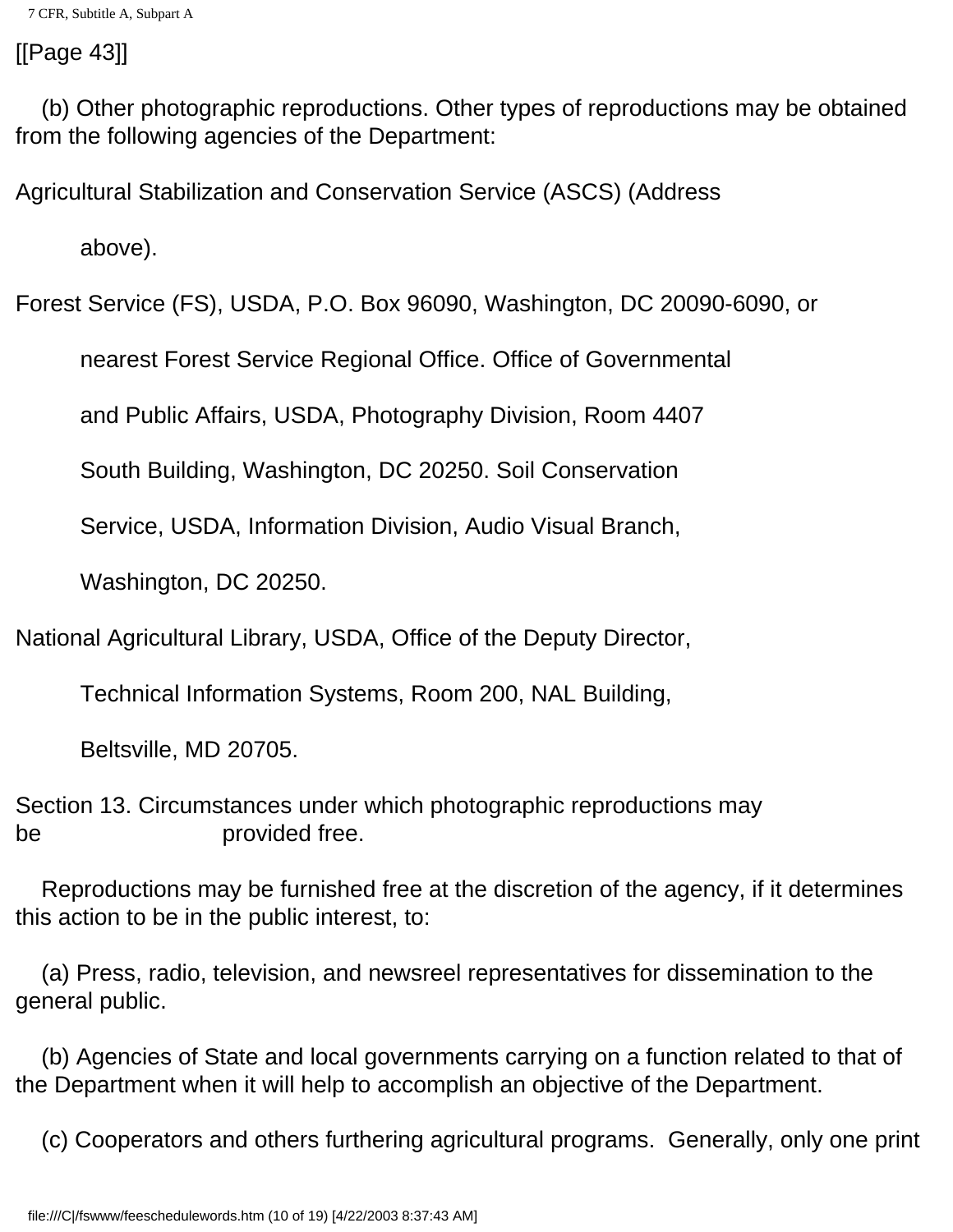[[Page 43]]

(b) Other photographic reproductions. Other types of reproductions may be obtained from the following agencies of the Department:

Agricultural Stabilization and Conservation Service (ASCS) (Address above).

Forest Service (FS), USDA, P.O. Box 96090, Washington, DC 20090-6090, or nearest Forest Service Regional Office. Office of Governmental and Public Affairs, USDA, Photography Division, Room 4407 South Building, Washington, DC 20250. Soil Conservation Service, USDA, Information Division, Audio Visual Branch, Washington, DC 20250.

National Agricultural Library, USDA, Office of the Deputy Director, Technical Information Systems, Room 200, NAL Building, Beltsville, MD 20705.

Section 13. Circumstances under which photographic reproductions may be provided free.

Reproductions may be furnished free at the discretion of the agency, if it determines this action to be in the public interest, to:

(a) Press, radio, television, and newsreel representatives for dissemination to the general public.

(b) Agencies of State and local governments carrying on a function related to that of the Department when it will help to accomplish an objective of the Department.

(c) Cooperators and others furthering agricultural programs. Generally, only one print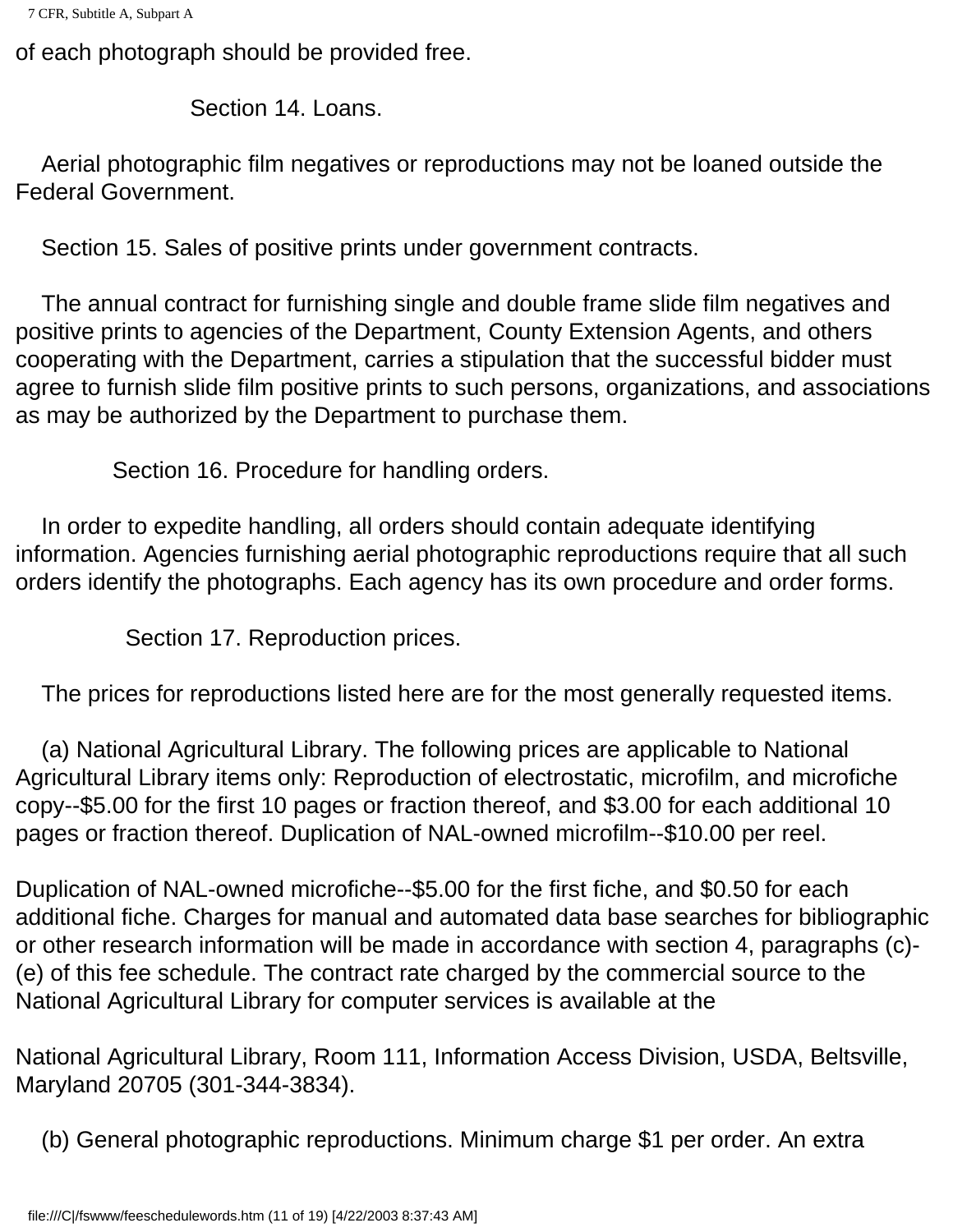of each photograph should be provided free.

## Section 14. Loans.

Aerial photographic film negatives or reproductions may not be loaned outside the Federal Government.

## Section 15. Sales of positive prints under government contracts.

The annual contract for furnishing single and double frame slide film negatives and positive prints to agencies of the Department, County Extension Agents, and others cooperating with the Department, carries a stipulation that the successful bidder must agree to furnish slide film positive prints to such persons, organizations, and associations as may be authorized by the Department to purchase them.

## Section 16. Procedure for handling orders.

In order to expedite handling, all orders should contain adequate identifying information. Agencies furnishing aerial photographic reproductions require that all such orders identify the photographs. Each agency has its own procedure and order forms.

## Section 17. Reproduction prices.

The prices for reproductions listed here are for the most generally requested items.

(a) National Agricultural Library. The following prices are applicable to National Agricultural Library items only: Reproduction of electrostatic, microfilm, and microfiche copy--$5.00 for the first 10 pages or fraction thereof, and $3.00 for each additional 10 pages or fraction thereof. Duplication of NAL-owned microfilm--$10.00 per reel.

Duplication of NAL-owned microfiche--$5.00 for the first fiche, and $0.50 for each additional fiche. Charges for manual and automated data base searches for bibliographic or other research information will be made in accordance with section 4, paragraphs (c)-(e) of this fee schedule. The contract rate charged by the commercial source to the National Agricultural Library for computer services is available at the

National Agricultural Library, Room 111, Information Access Division, USDA, Beltsville, Maryland 20705 (301-344-3834).

(b) General photographic reproductions. Minimum charge $1 per order. An extra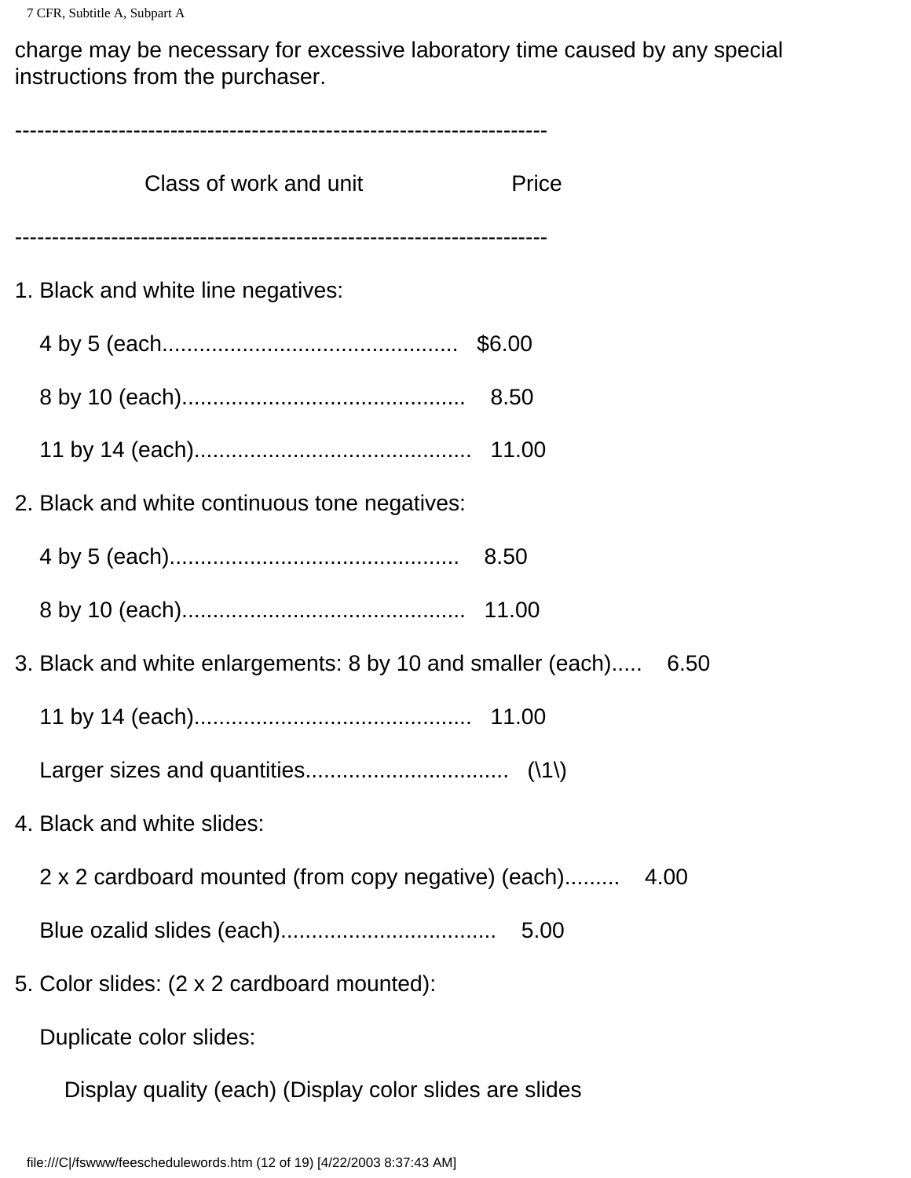charge may be necessary for excessive laboratory time caused by any special instructions from the purchaser.

| Class of work and unit | Price |
|---|---|
| 1. Black and white line negatives: | |
| 4 by 5 (each | $6.00 |
| 8 by 10 (each) | 8.50 |
| 11 by 14 (each) | 11.00 |
| 2. Black and white continuous tone negatives: | |
| 4 by 5 (each) | 8.50 |
| 8 by 10 (each) | 11.00 |
| 3. Black and white enlargements: 8 by 10 and smaller (each) | 6.50 |
| 11 by 14 (each) | 11.00 |
| Larger sizes and quantities | (\1\) |
| 4. Black and white slides: | |
| 2 x 2 cardboard mounted (from copy negative) (each) | 4.00 |
| Blue ozalid slides (each) | 5.00 |
| 5. Color slides: (2 x 2 cardboard mounted): | |
| Duplicate color slides: | |
| Display quality (each) (Display color slides are slides | |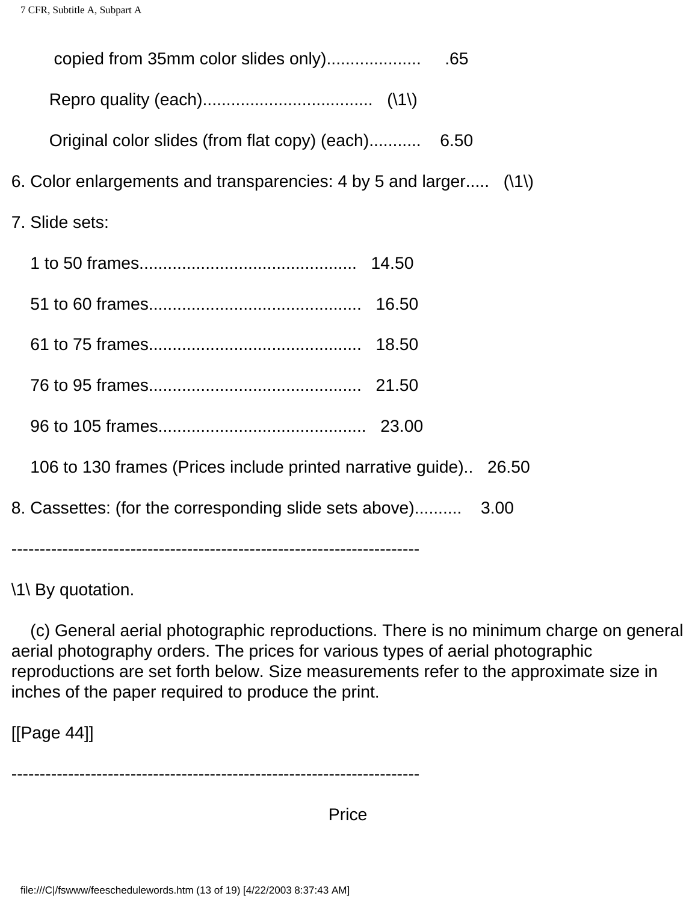copied from 35mm color slides only).................... .65

Repro quality (each).................................... (\1\)

Original color slides (from flat copy) (each)........... 6.50

6. Color enlargements and transparencies: 4 by 5 and larger..... (\1\)

7. Slide sets:

1 to 50 frames............................................. 14.50

51 to 60 frames............................................ 16.50

61 to 75 frames............................................ 18.50

76 to 95 frames............................................ 21.50

96 to 105 frames........................................... 23.00

106 to 130 frames (Prices include printed narrative guide).. 26.50

8. Cassettes: (for the corresponding slide sets above).......... 3.00

------------------------------------------------------------------------

\1\ By quotation.

(c) General aerial photographic reproductions. There is no minimum charge on general aerial photography orders. The prices for various types of aerial photographic reproductions are set forth below. Size measurements refer to the approximate size in inches of the paper required to produce the print.

[[Page 44]]

------------------------------------------------------------------------

Price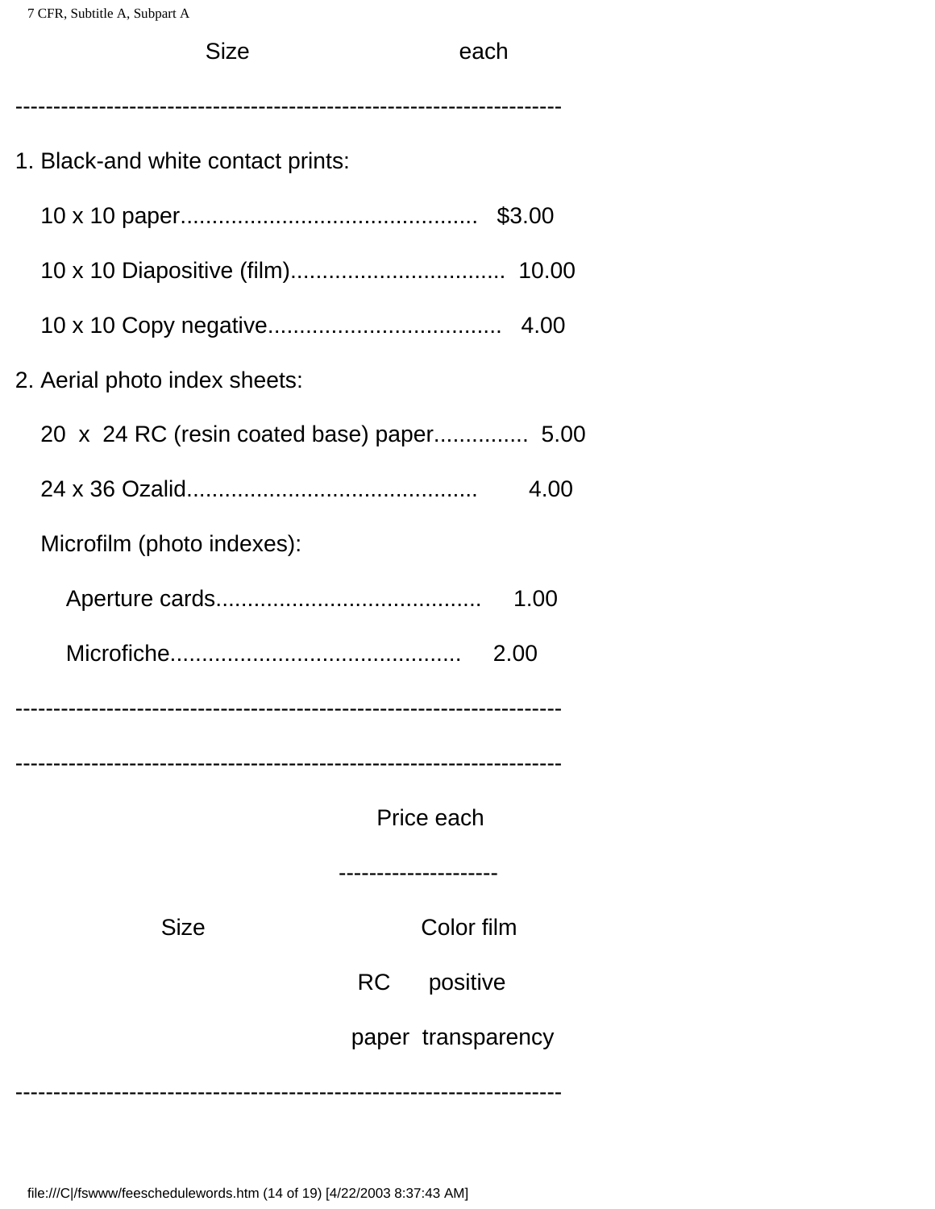| Size | each |
|---|---|
| 1. Black-and white contact prints: | |
| 10 x 10 paper | $3.00 |
| 10 x 10 Diapositive (film) | 10.00 |
| 10 x 10 Copy negative | 4.00 |
| 2. Aerial photo index sheets: | |
| 20 x 24 RC (resin coated base) paper | 5.00 |
| 24 x 36 Ozalid | 4.00 |
| Microfilm (photo indexes): | |
| Aperture cards | 1.00 |
| Microfiche | 2.00 |

| Size | Price each | |
|---|---|---|
| | RC paper | Color film positive transparency |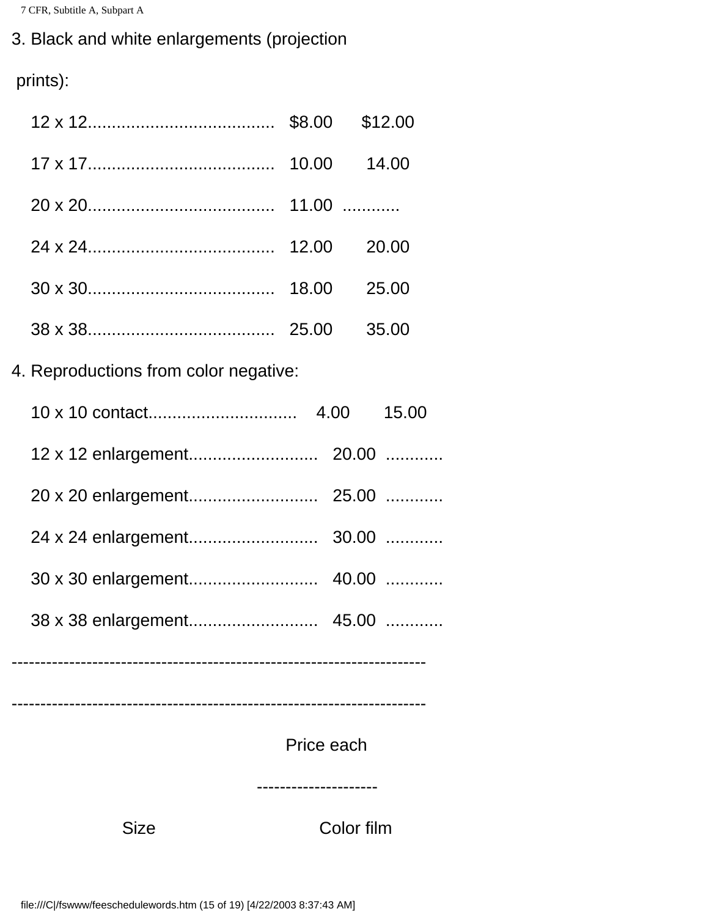3. Black and white enlargements (projection prints):

| | | |
|---|---|---|
| 12 x 12...................................... | $8.00 | $12.00 |
| 17 x 17...................................... | 10.00 | 14.00 |
| 20 x 20...................................... | 11.00 | ........... |
| 24 x 24...................................... | 12.00 | 20.00 |
| 30 x 30...................................... | 18.00 | 25.00 |
| 38 x 38...................................... | 25.00 | 35.00 |

4. Reproductions from color negative:

| | | |
|---|---|---|
| 10 x 10 contact.............................. | 4.00 | 15.00 |
| 12 x 12 enlargement.......................... | 20.00 | ........... |
| 20 x 20 enlargement.......................... | 25.00 | ........... |
| 24 x 24 enlargement.......................... | 30.00 | ........... |
| 30 x 30 enlargement.......................... | 40.00 | ........... |
| 38 x 38 enlargement.......................... | 45.00 | ........... |

---

| Size | Price each — Color film |
|---|---|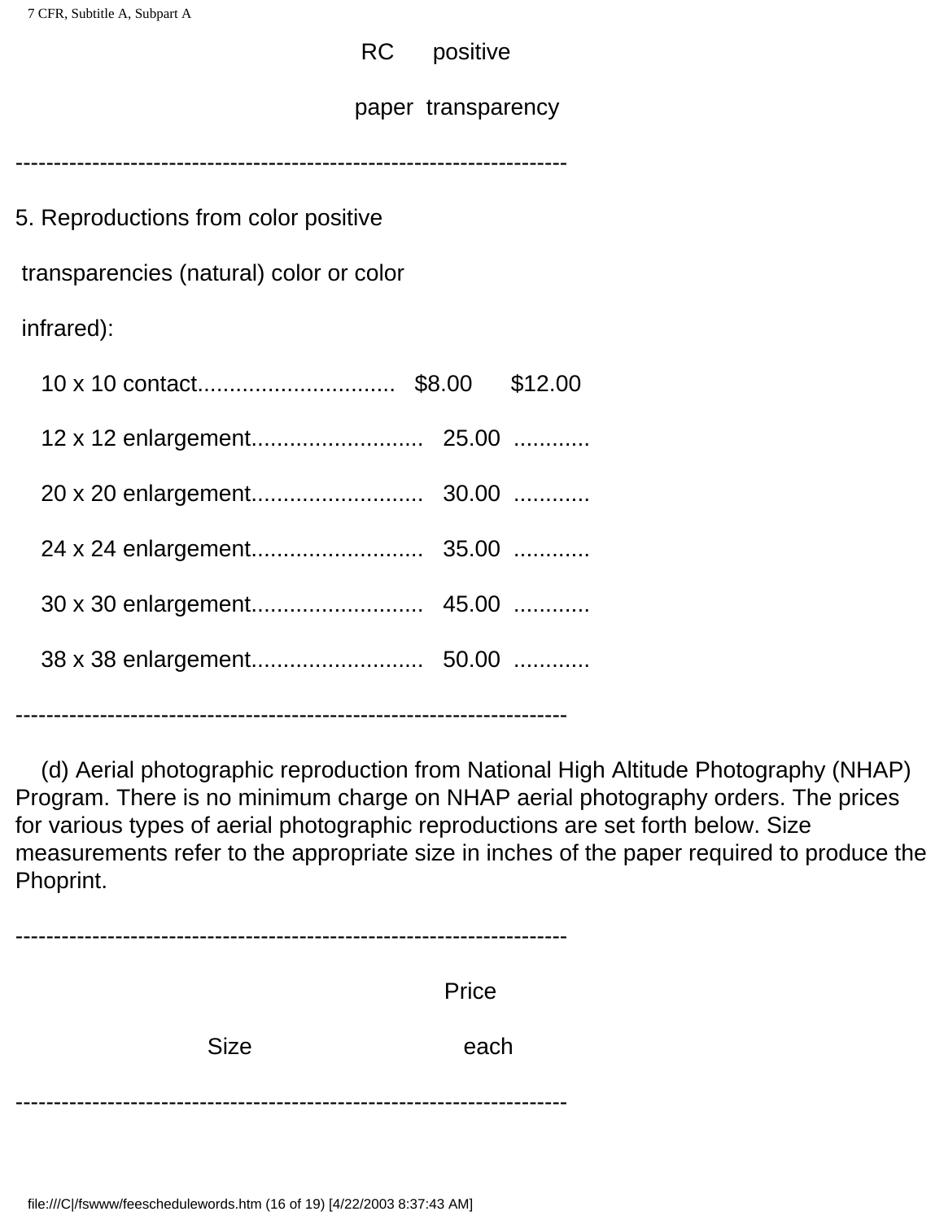| | RC paper | positive transparency |
|---|---|---|
| 5. Reproductions from color positive transparencies (natural) color or color infrared): | | |
| 10 x 10 contact | $8.00 | $12.00 |
| 12 x 12 enlargement | 25.00 | ........... |
| 20 x 20 enlargement | 30.00 | ........... |
| 24 x 24 enlargement | 35.00 | ........... |
| 30 x 30 enlargement | 45.00 | ........... |
| 38 x 38 enlargement | 50.00 | ........... |

(d) Aerial photographic reproduction from National High Altitude Photography (NHAP) Program. There is no minimum charge on NHAP aerial photography orders. The prices for various types of aerial photographic reproductions are set forth below. Size measurements refer to the appropriate size in inches of the paper required to produce the Phoprint.

| Size | Price each |
|---|---|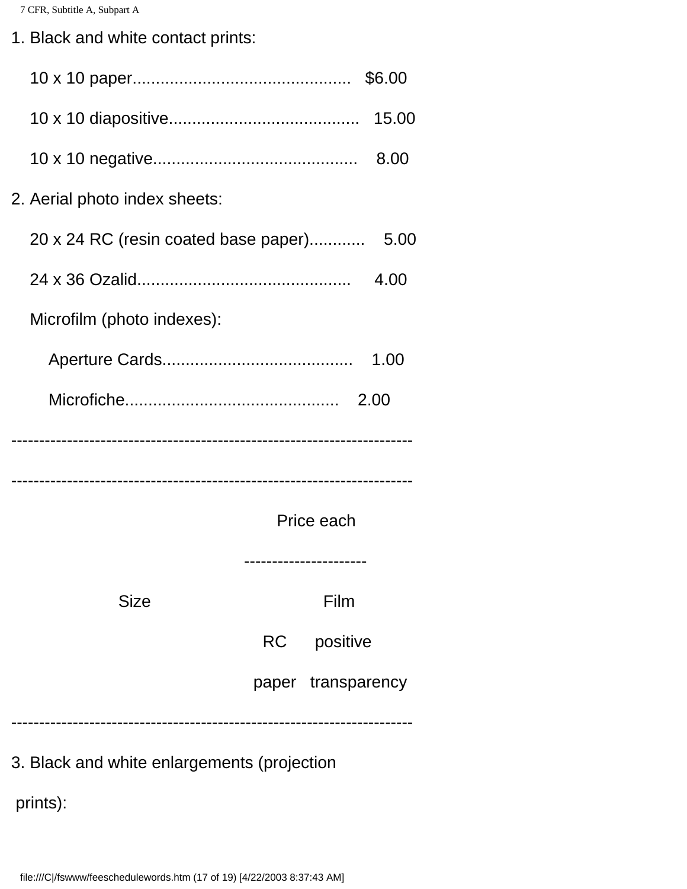1. Black and white contact prints:

   10 x 10 paper.............................................. $6.00

   10 x 10 diapositive........................................ 15.00

   10 x 10 negative........................................... 8.00

2. Aerial photo index sheets:

   20 x 24 RC (resin coated base paper)........... 5.00

   24 x 36 Ozalid............................................. 4.00

   Microfilm (photo indexes):

      Aperture Cards........................................ 1.00

      Microfiche............................................. 2.00

| Size | Price each | |
|---|---|---|
| | RC paper | Film positive transparency |
| 3. Black and white enlargements (projection prints): | | |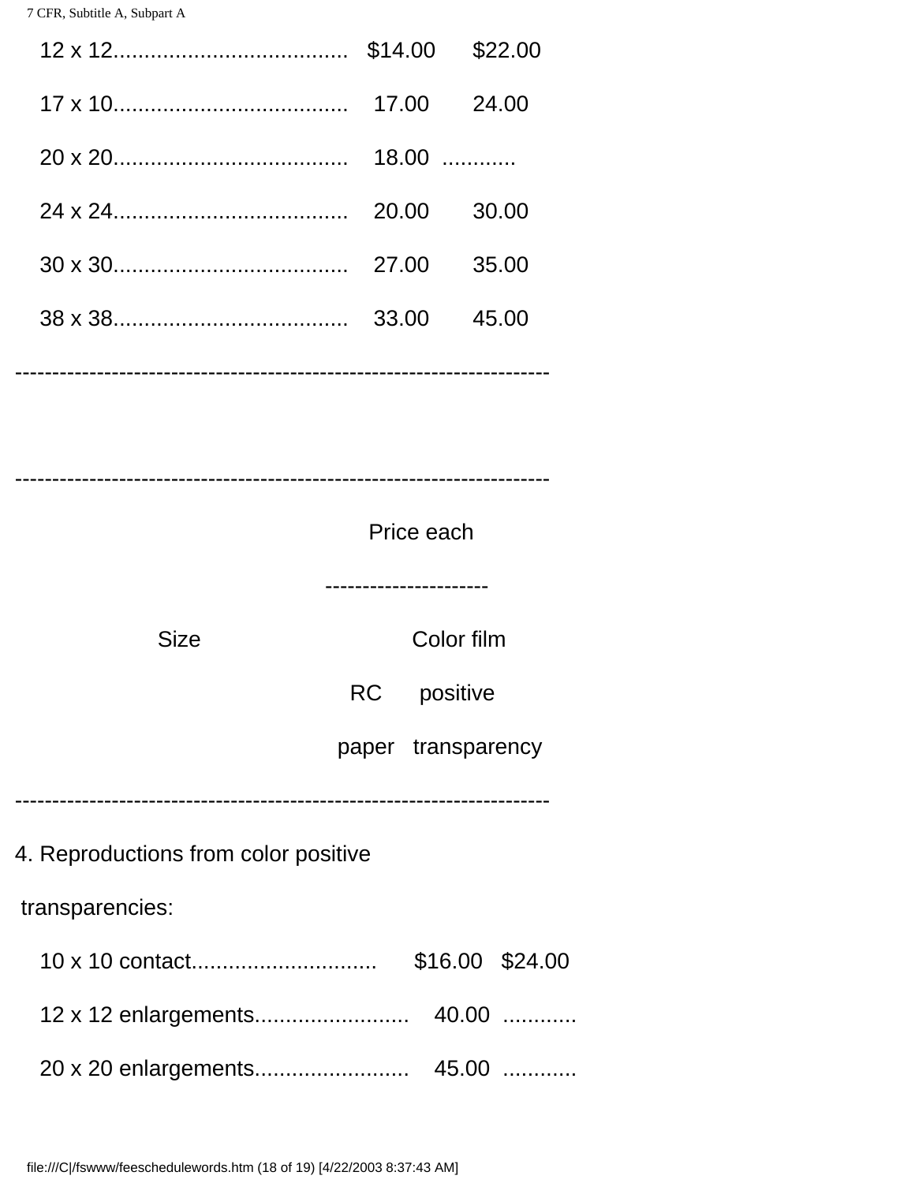| | | |
|---|---|---|
| 12 x 12 | $14.00 | $22.00 |
| 17 x 10 | 17.00 | 24.00 |
| 20 x 20 | 18.00 | ........... |
| 24 x 24 | 20.00 | 30.00 |
| 30 x 30 | 27.00 | 35.00 |
| 38 x 38 | 33.00 | 45.00 |

| Size | Price each | |
|---|---|---|
| | RC paper | Color film positive transparency |
| 4. Reproductions from color positive transparencies: | | |
| 10 x 10 contact | $16.00 | $24.00 |
| 12 x 12 enlargements | 40.00 | ........... |
| 20 x 20 enlargements | 45.00 | ........... |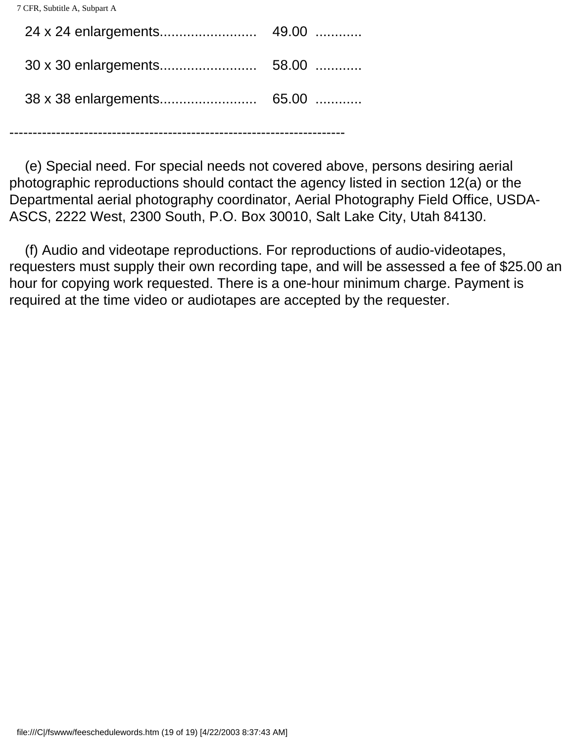| | | |
|---|---|---|
| 24 x 24 enlargements......................... | 49.00 | ............ |
| 30 x 30 enlargements......................... | 58.00 | ............ |
| 38 x 38 enlargements......................... | 65.00 | ............ |

---

(e) Special need. For special needs not covered above, persons desiring aerial photographic reproductions should contact the agency listed in section 12(a) or the Departmental aerial photography coordinator, Aerial Photography Field Office, USDA-ASCS, 2222 West, 2300 South, P.O. Box 30010, Salt Lake City, Utah 84130.

(f) Audio and videotape reproductions. For reproductions of audio-videotapes, requesters must supply their own recording tape, and will be assessed a fee of $25.00 an hour for copying work requested. There is a one-hour minimum charge. Payment is required at the time video or audiotapes are accepted by the requester.